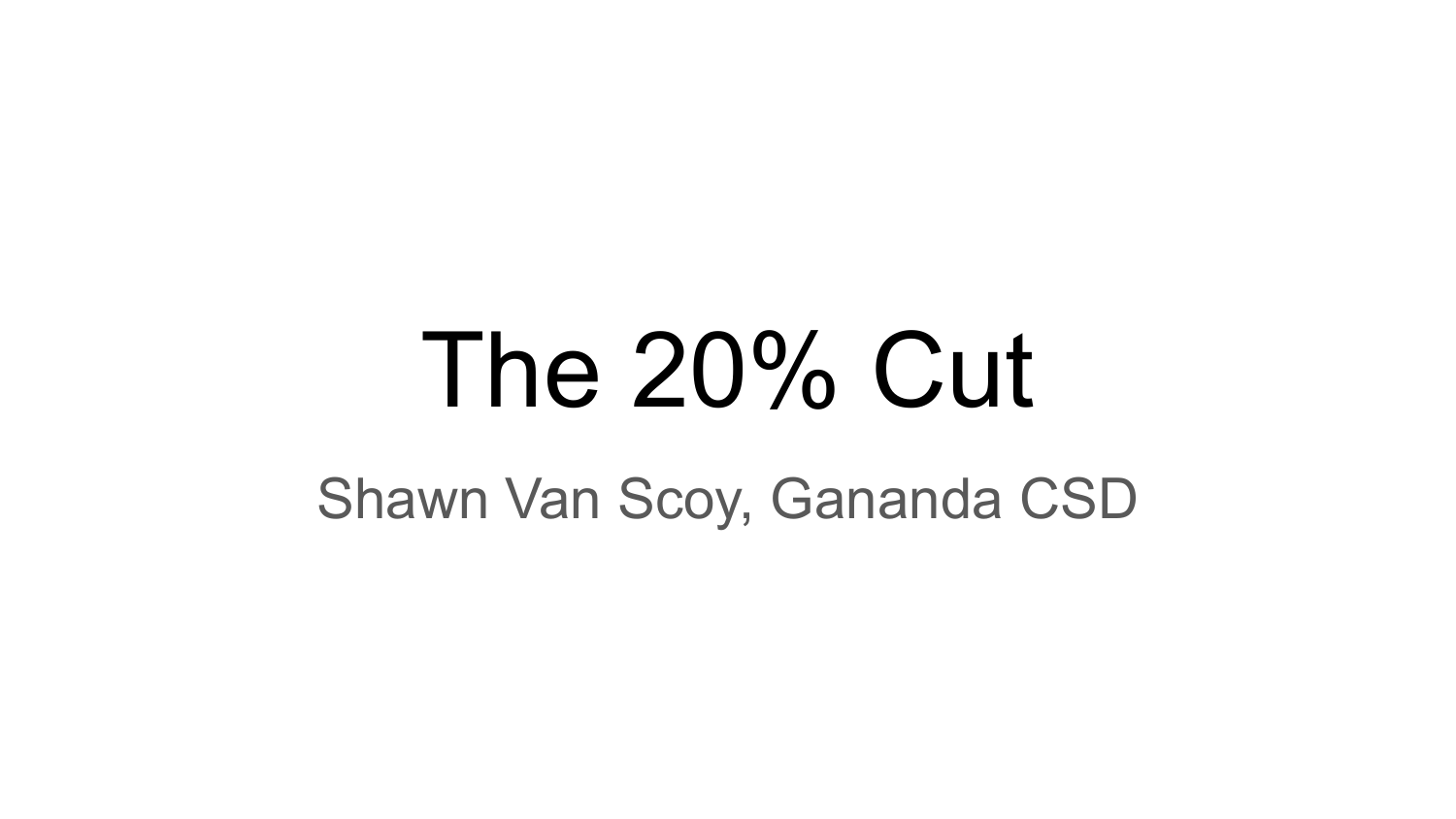# The 20% Cut

Shawn Van Scoy, Gananda CSD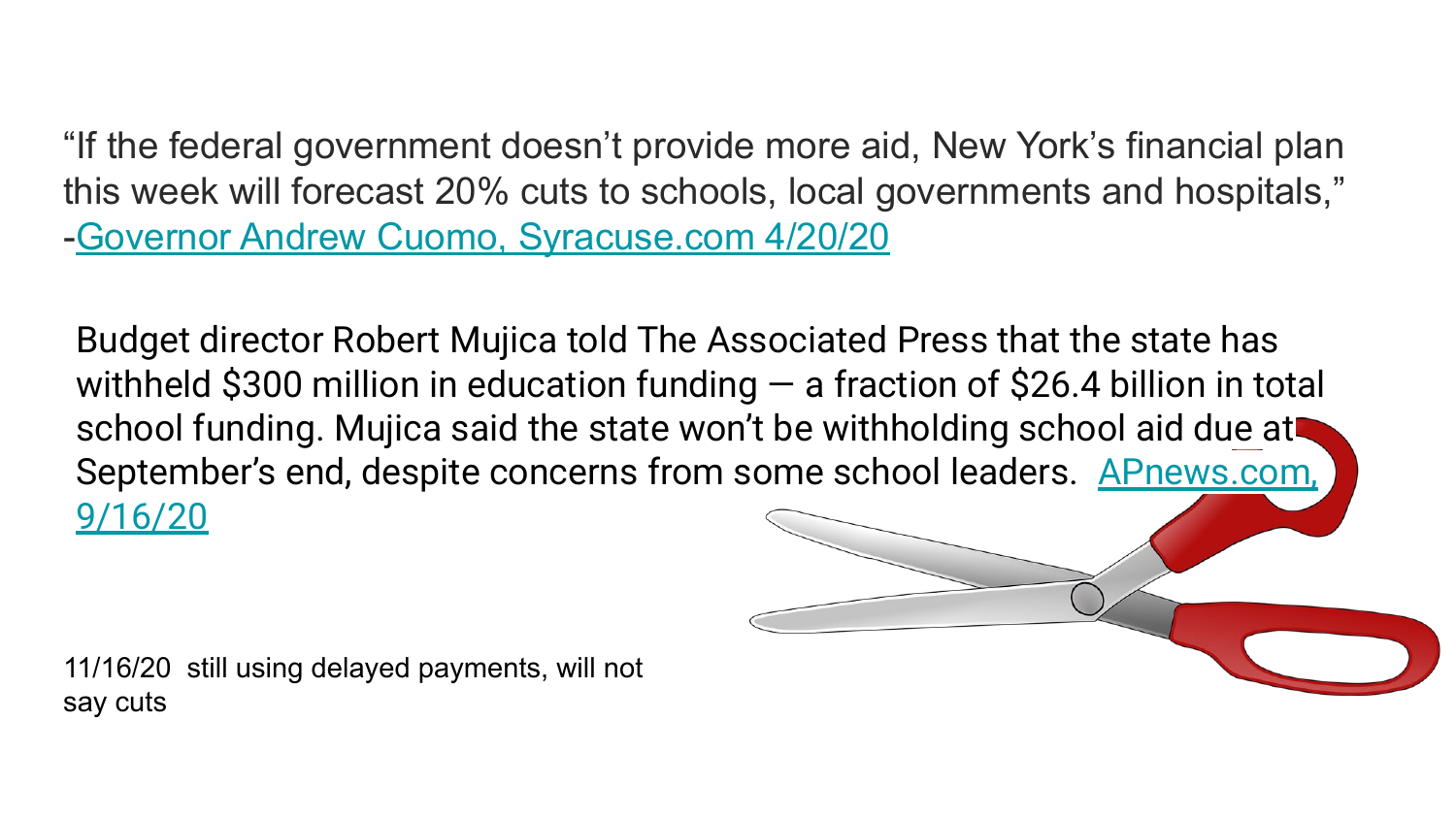"If the federal government doesn't provide more aid, New York's financial plan this week will forecast 20% cuts to schools, local governments and hospitals," -[Governor Andrew Cuomo, Syracuse.com 4/20/20]

Budget director Robert Mujica told The Associated Press that the state has withheld $300 million in education funding — a fraction of $26.4 billion in total school funding. Mujica said the state won't be withholding school aid due at September's end, despite concerns from some school leaders. [APnews.com, 9/16/20]

11/16/20 still using delayed payments, will not say cuts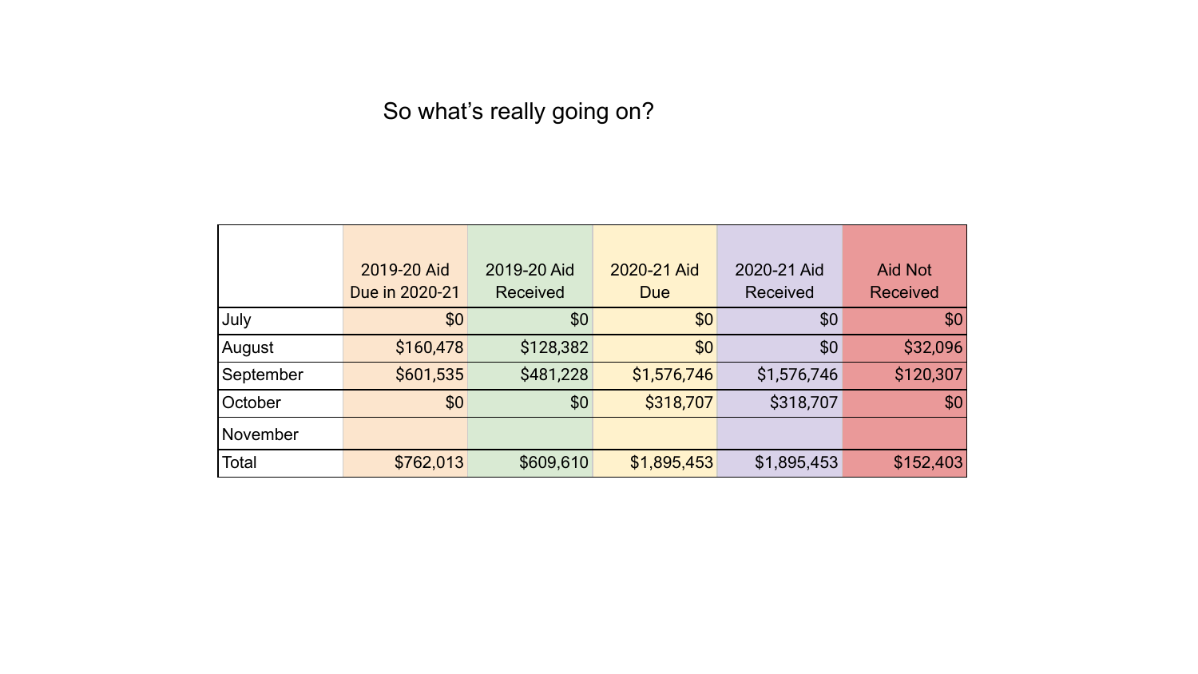# So what's really going on?

| | 2019-20 Aid Due in 2020-21 | 2019-20 Aid Received | 2020-21 Aid Due | 2020-21 Aid Received | Aid Not Received |
|---|---|---|---|---|---|
| July | $0 | $0 | $0 | $0 | $0 |
| August | $160,478 | $128,382 | $0 | $0 | $32,096 |
| September | $601,535 | $481,228 | $1,576,746 | $1,576,746 | $120,307 |
| October | $0 | $0 | $318,707 | $318,707 | $0 |
| November | | | | | |
| Total | $762,013 | $609,610 | $1,895,453 | $1,895,453 | $152,403 |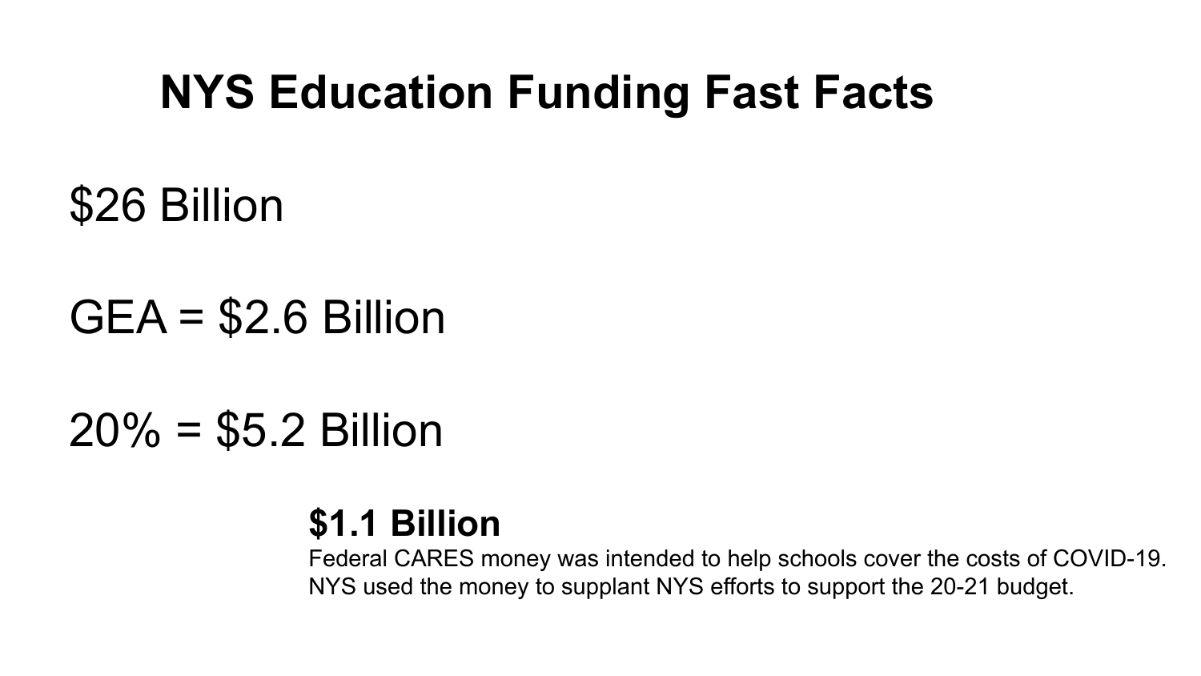# NYS Education Funding Fast Facts

$26 Billion

GEA = $2.6 Billion

20% = $5.2 Billion

**$1.1 Billion**

Federal CARES money was intended to help schools cover the costs of COVID-19. NYS used the money to supplant NYS efforts to support the 20-21 budget.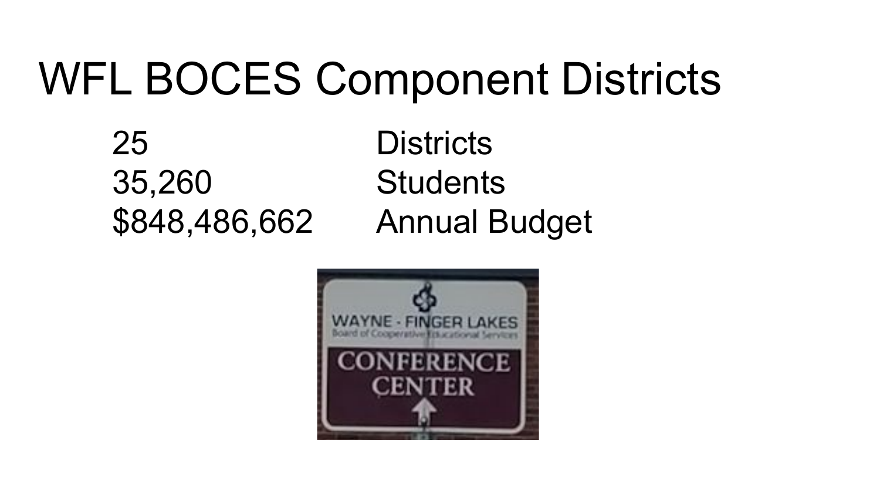# WFL BOCES Component Districts

| | |
|---|---|
| 25 | Districts |
| 35,260 | Students |
| $848,486,662 | Annual Budget |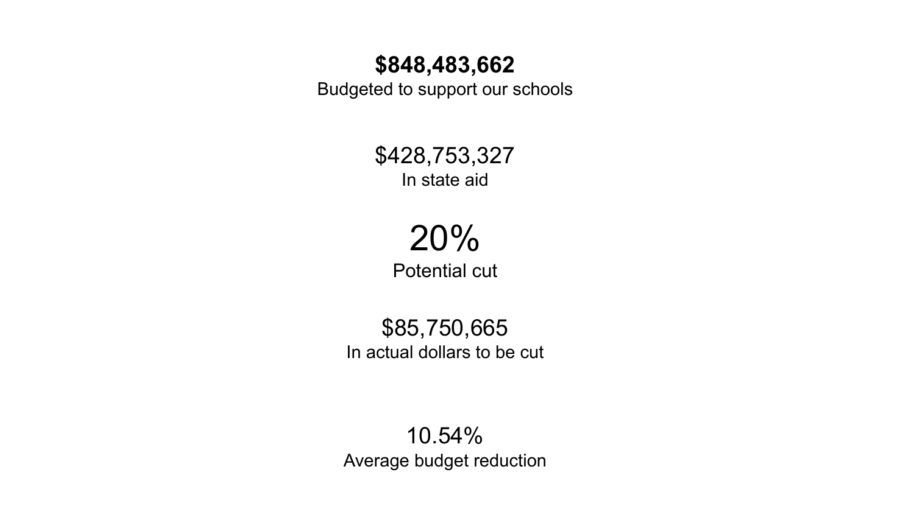**$848,483,662**
Budgeted to support our schools

$428,753,327
In state aid

20%
Potential cut

$85,750,665
In actual dollars to be cut

10.54%
Average budget reduction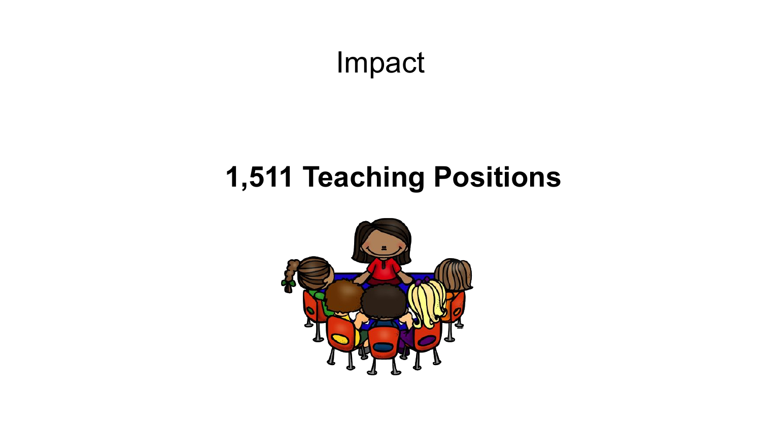# Impact

**1,511 Teaching Positions**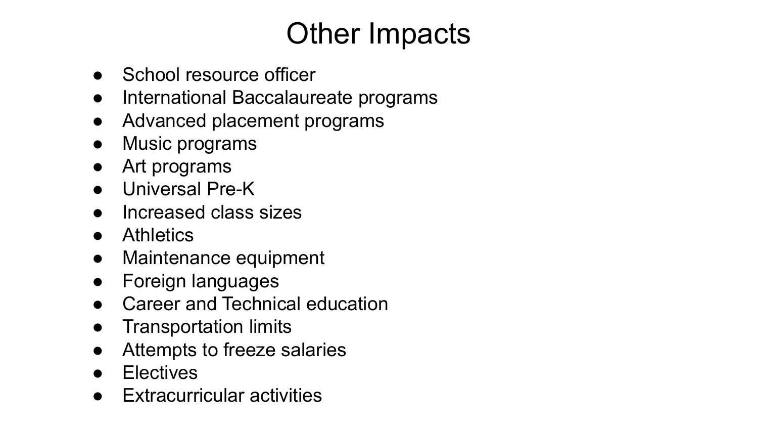# Other Impacts

- School resource officer
- International Baccalaureate programs
- Advanced placement programs
- Music programs
- Art programs
- Universal Pre-K
- Increased class sizes
- Athletics
- Maintenance equipment
- Foreign languages
- Career and Technical education
- Transportation limits
- Attempts to freeze salaries
- Electives
- Extracurricular activities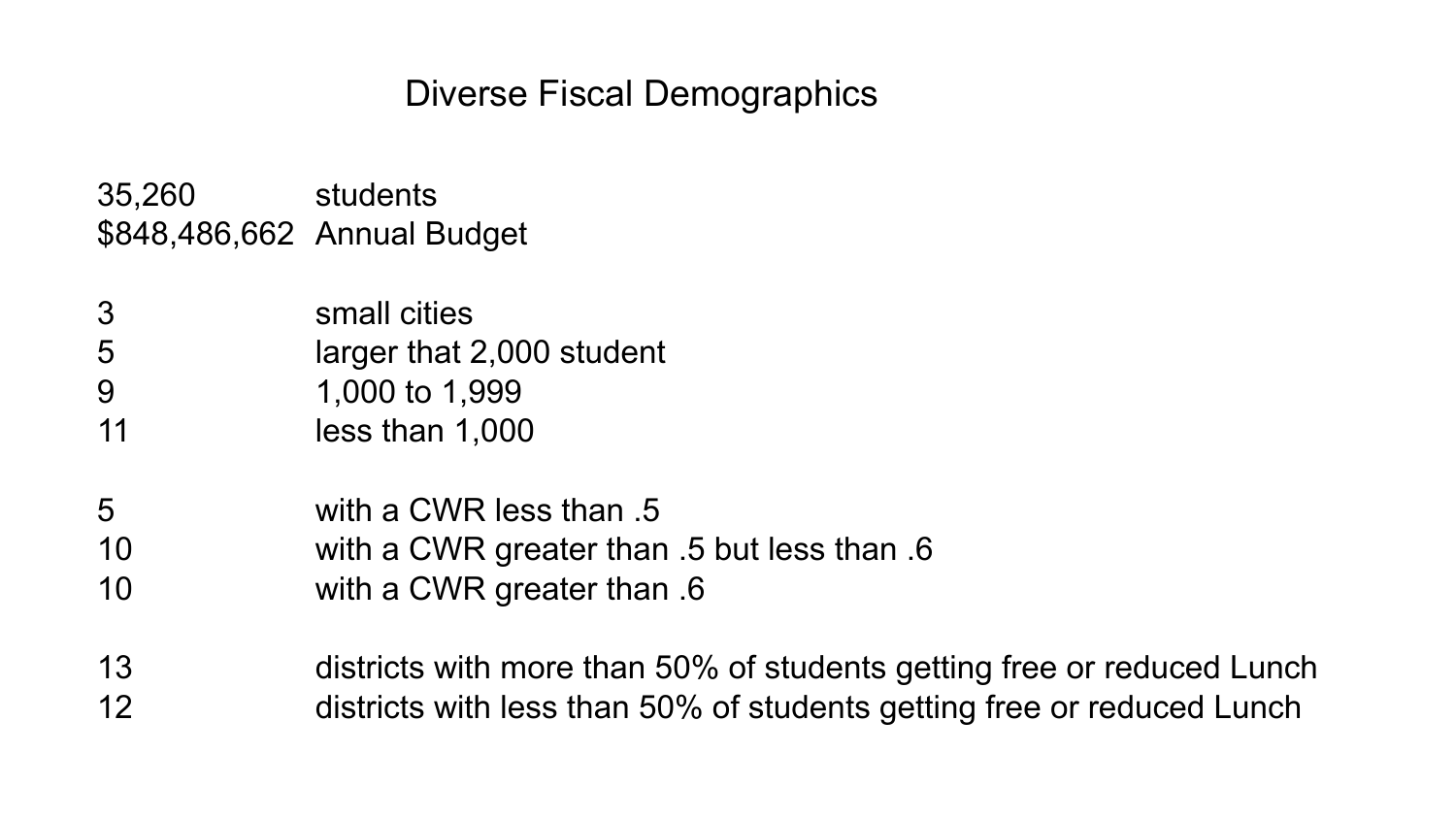# Diverse Fiscal Demographics

| | |
|---|---|
| 35,260 | students |
| $848,486,662 | Annual Budget |
| | |
| 3 | small cities |
| 5 | larger that 2,000 student |
| 9 | 1,000 to 1,999 |
| 11 | less than 1,000 |
| | |
| 5 | with a CWR less than .5 |
| 10 | with a CWR greater than .5 but less than .6 |
| 10 | with a CWR greater than .6 |
| | |
| 13 | districts with more than 50% of students getting free or reduced Lunch |
| 12 | districts with less than 50% of students getting free or reduced Lunch |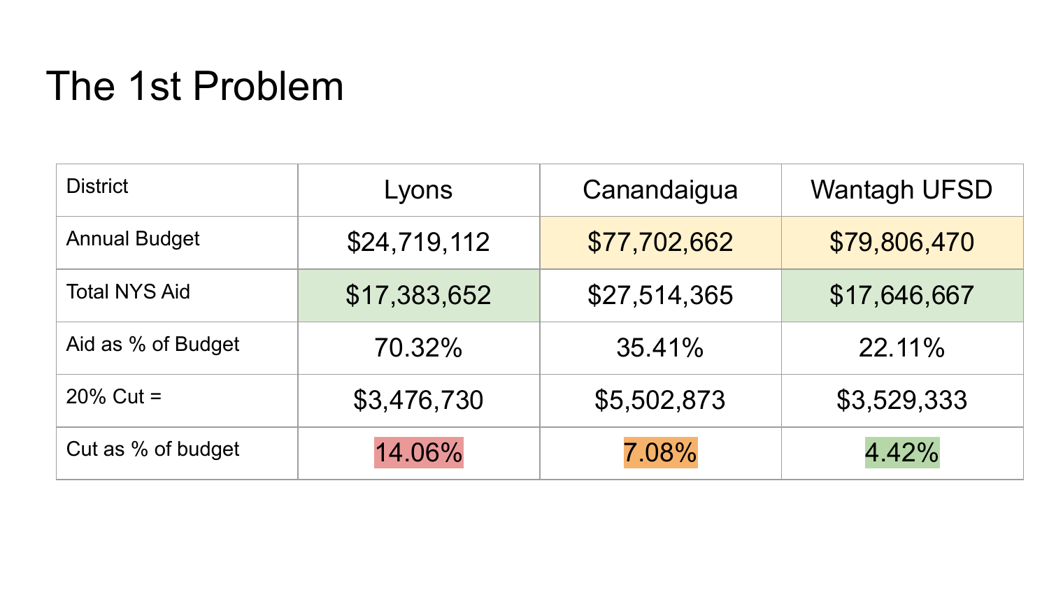# The 1st Problem

| District | Lyons | Canandaigua | Wantagh UFSD |
|---|---|---|---|
| Annual Budget | $24,719,112 | $77,702,662 | $79,806,470 |
| Total NYS Aid | $17,383,652 | $27,514,365 | $17,646,667 |
| Aid as % of Budget | 70.32% | 35.41% | 22.11% |
| 20% Cut = | $3,476,730 | $5,502,873 | $3,529,333 |
| Cut as % of budget | 14.06% | 7.08% | 4.42% |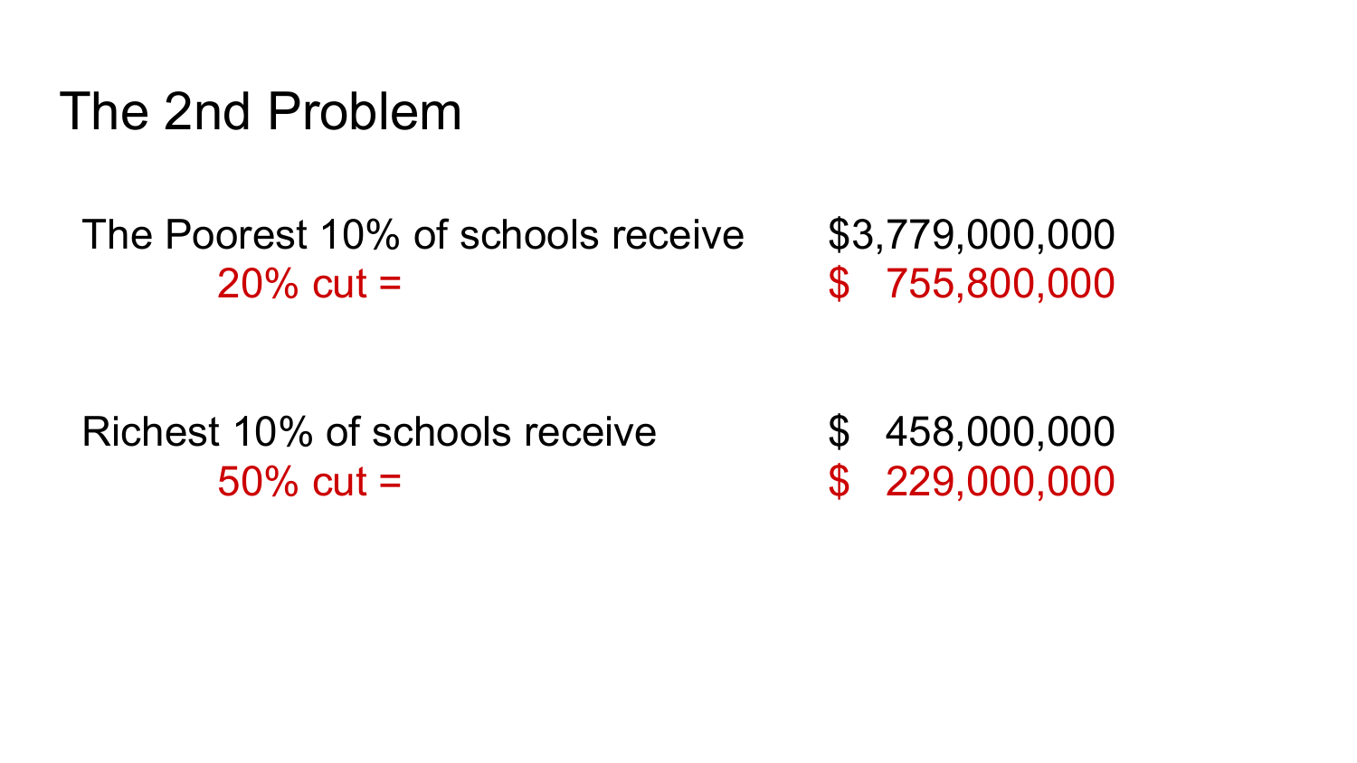# The 2nd Problem

| | |
|---|---|
| The Poorest 10% of schools receive | $3,779,000,000 |
| 20% cut = | $ 755,800,000 |
| | |
| Richest 10% of schools receive | $ 458,000,000 |
| 50% cut = | $ 229,000,000 |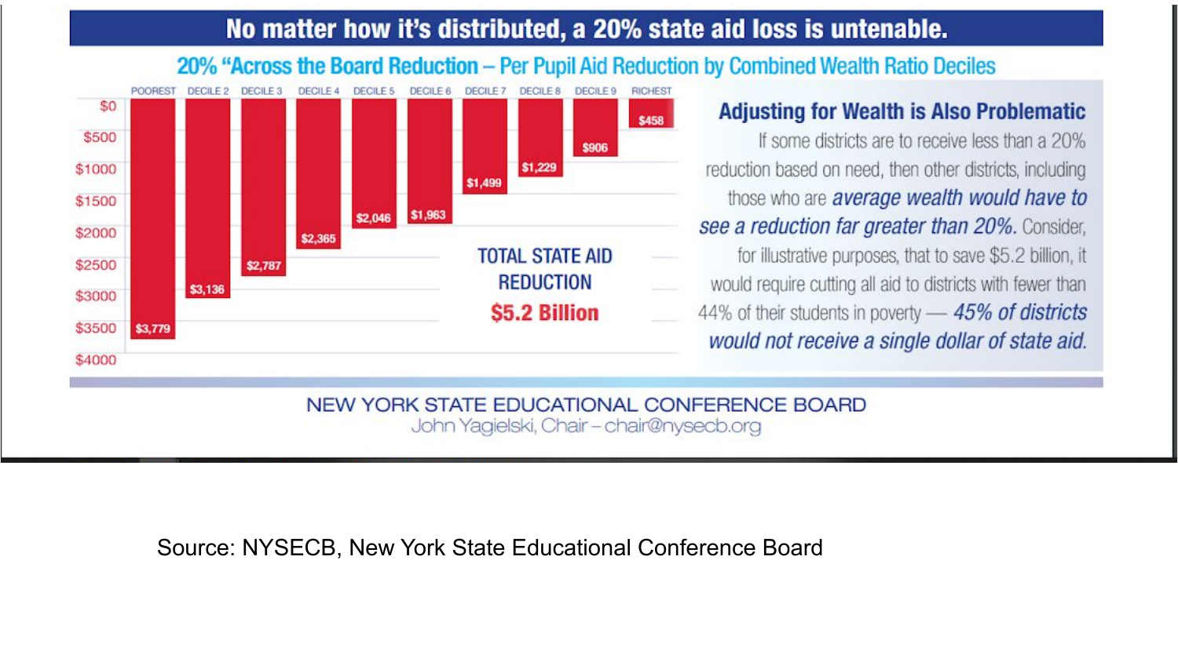# No matter how it's distributed, a 20% state aid loss is untenable.

## 20% "Across the Board Reduction – Per Pupil Aid Reduction by Combined Wealth Ratio Deciles

| POOREST | DECILE 2 | DECILE 3 | DECILE 4 | DECILE 5 | DECILE 6 | DECILE 7 | DECILE 8 | DECILE 9 | RICHEST |
|---|---|---|---|---|---|---|---|---|---|
| $3,779 | $3,136 | $2,787 | $2,365 | $2,046 | $1,963 | $1,499 | $1,229 | $906 | $458 |

TOTAL STATE AID REDUCTION

**$5.2 Billion**

### Adjusting for Wealth is Also Problematic

If some districts are to receive less than a 20% reduction based on need, then other districts, including those who are *average wealth would have to see a reduction far greater than 20%.* Consider, for illustrative purposes, that to save $5.2 billion, it would require cutting all aid to districts with fewer than 44% of their students in poverty — *45% of districts would not receive a single dollar of state aid.*

NEW YORK STATE EDUCATIONAL CONFERENCE BOARD
John Yagielski, Chair – chair@nysecb.org

Source: NYSECB, New York State Educational Conference Board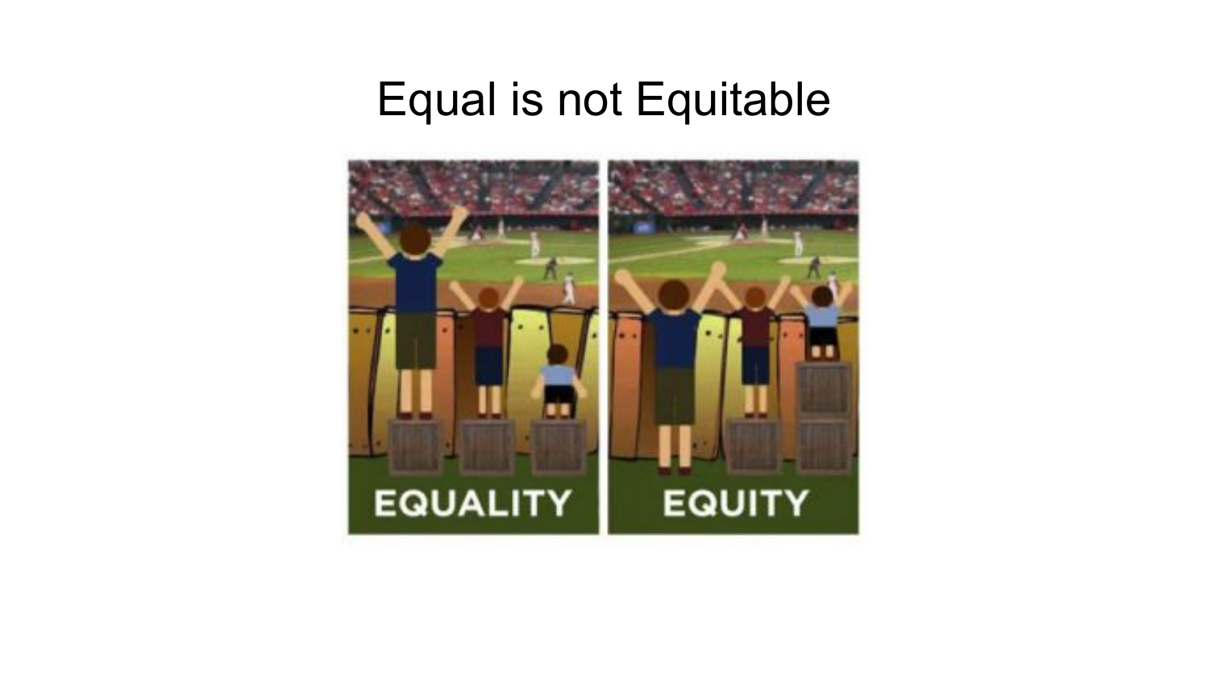# Equal is not Equitable

EQUALITY

EQUITY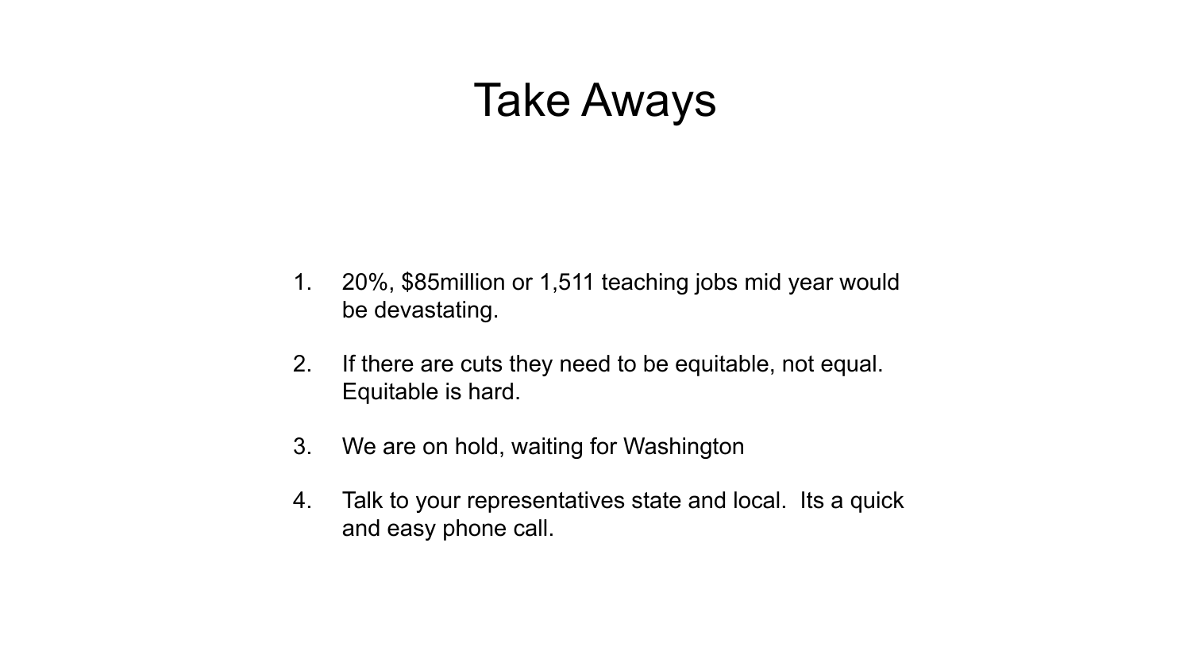# Take Aways

1. 20%, $85million or 1,511 teaching jobs mid year would be devastating.

2. If there are cuts they need to be equitable, not equal. Equitable is hard.

3. We are on hold, waiting for Washington

4. Talk to your representatives state and local. Its a quick and easy phone call.